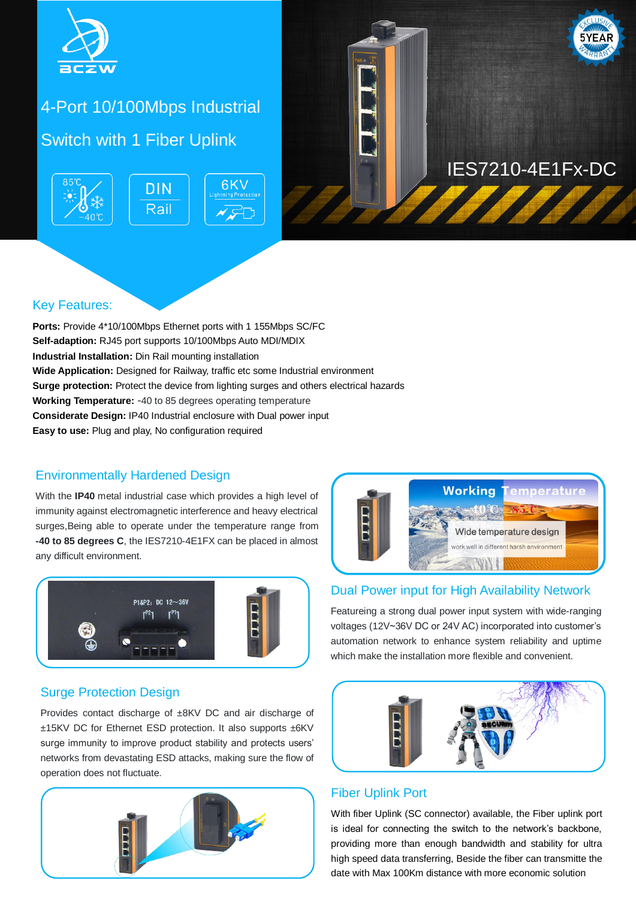# 4-Port 10/100Mbps Industrial Switch with 1 Fiber Uplink

IES7210-4E1Fx-DC

## Key Features:

**Ports:** Provide 4*10/100Mbps Ethernet ports with 1 155Mbps SC/FC
**Self-adaption:** RJ45 port supports 10/100Mbps Auto MDI/MDIX
**Industrial Installation:** Din Rail mounting installation
**Wide Application:** Designed for Railway, traffic etc some Industrial environment
**Surge protection:** Protect the device from lighting surges and others electrical hazards
**Working Temperature:** -40 to 85 degrees operating temperature
**Considerate Design:** IP40 Industrial enclosure with Dual power input
**Easy to use:** Plug and play, No configuration required

## Environmentally Hardened Design

With the **IP40** metal industrial case which provides a high level of immunity against electromagnetic interference and heavy electrical surges,Being able to operate under the temperature range from **-40 to 85 degrees C**, the IES7210-4E1FX can be placed in almost any difficult environment.

## Dual Power input for High Availability Network

Featureing a strong dual power input system with wide-ranging voltages (12V~36V DC or 24V AC) incorporated into customer's automation network to enhance system reliability and uptime which make the installation more flexible and convenient.

## Surge Protection Design

Provides contact discharge of ±8KV DC and air discharge of ±15KV DC for Ethernet ESD protection. It also supports ±6KV surge immunity to improve product stability and protects users' networks from devastating ESD attacks, making sure the flow of operation does not fluctuate.

## Fiber Uplink Port

With fiber Uplink (SC connector) available, the Fiber uplink port is ideal for connecting the switch to the network's backbone, providing more than enough bandwidth and stability for ultra high speed data transferring, Beside the fiber can transmite the date with Max 100Km distance with more economic solution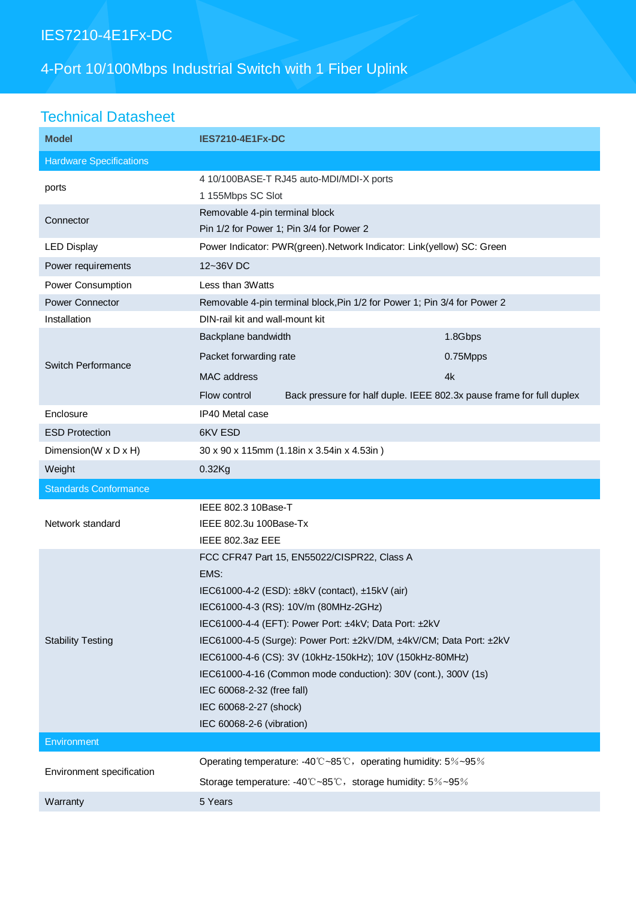# IES7210-4E1Fx-DC

## 4-Port 10/100Mbps Industrial Switch with 1 Fiber Uplink

## Technical Datasheet

| Model | IES7210-4E1Fx-DC |
|---|---|
| **Hardware Specifications** | |
| ports | 4 10/100BASE-T RJ45 auto-MDI/MDI-X ports<br>1 155Mbps SC Slot |
| Connector | Removable 4-pin terminal block<br>Pin 1/2 for Power 1; Pin 3/4 for Power 2 |
| LED Display | Power Indicator: PWR(green).Network Indicator: Link(yellow) SC: Green |
| Power requirements | 12~36V DC |
| Power Consumption | Less than 3Watts |
| Power Connector | Removable 4-pin terminal block,Pin 1/2 for Power 1; Pin 3/4 for Power 2 |
| Installation | DIN-rail kit and wall-mount kit |
| Switch Performance | Backplane bandwidth: 1.8Gbps<br>Packet forwarding rate: 0.75Mpps<br>MAC address: 4k<br>Flow control: Back pressure for half duple. IEEE 802.3x pause frame for full duplex |
| Enclosure | IP40 Metal case |
| ESD Protection | 6KV ESD |
| Dimension(W x D x H) | 30 x 90 x 115mm (1.18in x 3.54in x 4.53in ) |
| Weight | 0.32Kg |
| **Standards Conformance** | |
| Network standard | IEEE 802.3 10Base-T<br>IEEE 802.3u 100Base-Tx<br>IEEE 802.3az EEE |
| Stability Testing | FCC CFR47 Part 15, EN55022/CISPR22, Class A<br>EMS:<br>IEC61000-4-2 (ESD): ±8kV (contact), ±15kV (air)<br>IEC61000-4-3 (RS): 10V/m (80MHz-2GHz)<br>IEC61000-4-4 (EFT): Power Port: ±4kV; Data Port: ±2kV<br>IEC61000-4-5 (Surge): Power Port: ±2kV/DM, ±4kV/CM; Data Port: ±2kV<br>IEC61000-4-6 (CS): 3V (10kHz-150kHz); 10V (150kHz-80MHz)<br>IEC61000-4-16 (Common mode conduction): 30V (cont.), 300V (1s)<br>IEC 60068-2-32 (free fall)<br>IEC 60068-2-27 (shock)<br>IEC 60068-2-6 (vibration) |
| **Environment** | |
| Environment specification | Operating temperature: -40℃~85℃，operating humidity: 5％~95％<br>Storage temperature: -40℃~85℃，storage humidity: 5％~95％ |
| Warranty | 5 Years |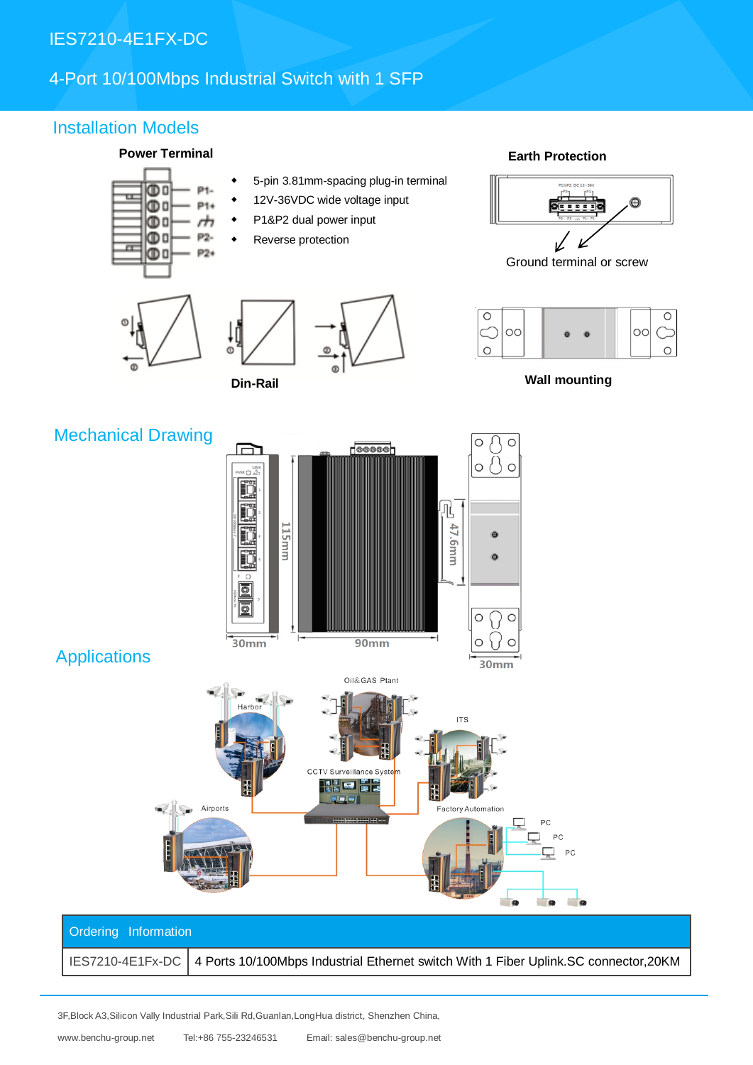IES7210-4E1FX-DC

4-Port 10/100Mbps Industrial Switch with 1 SFP

## Installation Models

**Power Terminal**

- 5-pin 3.81mm-spacing plug-in terminal
- 12V-36VDC wide voltage input
- P1&P2 dual power input
- Reverse protection

**Earth Protection**

Ground terminal or screw

**Din-Rail**

**Wall mounting**

## Mechanical Drawing

115mm
47.6mm
30mm
90mm
30mm

## Applications

Harbor
Oil&GAS Ptant
ITS
CCTV Surveillance System
Airports
Factory Automation
PC
PC
PC

| Ordering Information | |
|---|---|
| IES7210-4E1Fx-DC | 4 Ports 10/100Mbps Industrial Ethernet switch With 1 Fiber Uplink.SC connector,20KM |

3F,Block A3,Silicon Vally Industrial Park,Sili Rd,Guanlan,LongHua district, Shenzhen China,

www.benchu-group.net Tel:+86 755-23246531 Email: sales@benchu-group.net